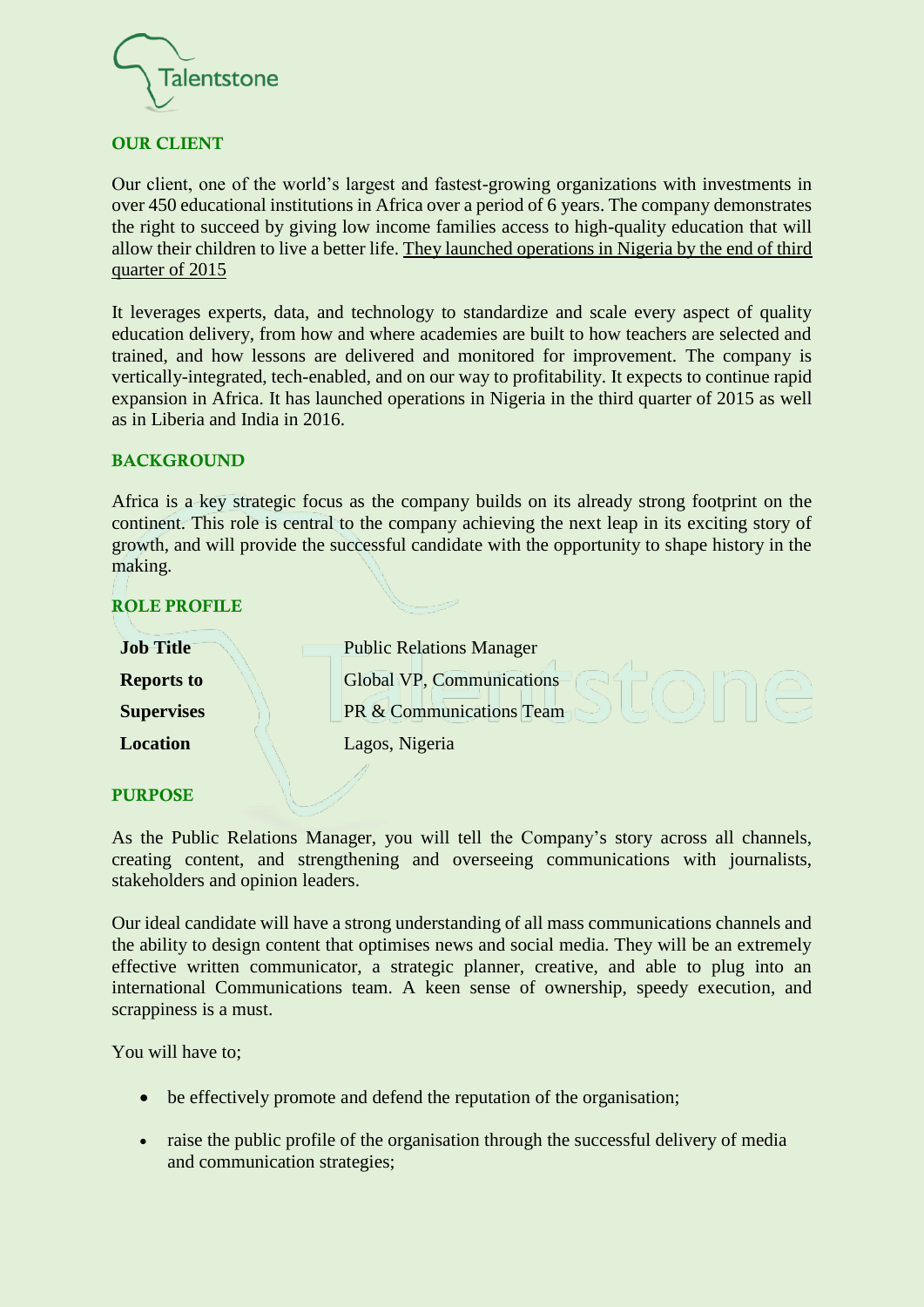Talentstone

## OUR CLIENT

Our client, one of the world's largest and fastest-growing organizations with investments in over 450 educational institutions in Africa over a period of 6 years. The company demonstrates the right to succeed by giving low income families access to high-quality education that will allow their children to live a better life. They launched operations in Nigeria by the end of third quarter of 2015

It leverages experts, data, and technology to standardize and scale every aspect of quality education delivery, from how and where academies are built to how teachers are selected and trained, and how lessons are delivered and monitored for improvement. The company is vertically-integrated, tech-enabled, and on our way to profitability. It expects to continue rapid expansion in Africa. It has launched operations in Nigeria in the third quarter of 2015 as well as in Liberia and India in 2016.

## BACKGROUND

Africa is a key strategic focus as the company builds on its already strong footprint on the continent. This role is central to the company achieving the next leap in its exciting story of growth, and will provide the successful candidate with the opportunity to shape history in the making.

## ROLE PROFILE

| | |
|---|---|
| **Job Title** | Public Relations Manager |
| **Reports to** | Global VP, Communications |
| **Supervises** | PR & Communications Team |
| **Location** | Lagos, Nigeria |

## PURPOSE

As the Public Relations Manager, you will tell the Company's story across all channels, creating content, and strengthening and overseeing communications with journalists, stakeholders and opinion leaders.

Our ideal candidate will have a strong understanding of all mass communications channels and the ability to design content that optimises news and social media. They will be an extremely effective written communicator, a strategic planner, creative, and able to plug into an international Communications team. A keen sense of ownership, speedy execution, and scrappiness is a must.

You will have to;

- be effectively promote and defend the reputation of the organisation;
- raise the public profile of the organisation through the successful delivery of media and communication strategies;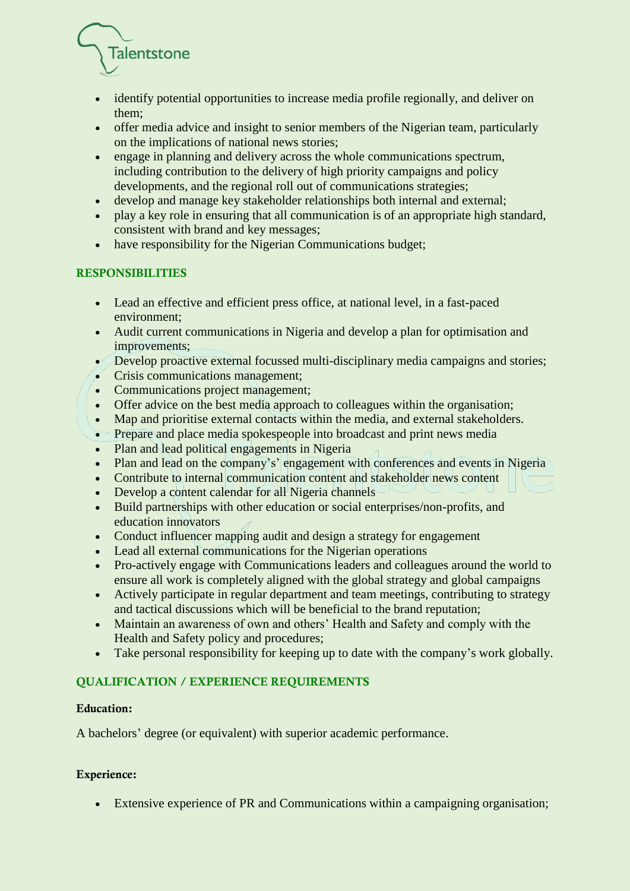- identify potential opportunities to increase media profile regionally, and deliver on them;
- offer media advice and insight to senior members of the Nigerian team, particularly on the implications of national news stories;
- engage in planning and delivery across the whole communications spectrum, including contribution to the delivery of high priority campaigns and policy developments, and the regional roll out of communications strategies;
- develop and manage key stakeholder relationships both internal and external;
- play a key role in ensuring that all communication is of an appropriate high standard, consistent with brand and key messages;
- have responsibility for the Nigerian Communications budget;

## RESPONSIBILITIES

- Lead an effective and efficient press office, at national level, in a fast-paced environment;
- Audit current communications in Nigeria and develop a plan for optimisation and improvements;
- Develop proactive external focussed multi-disciplinary media campaigns and stories;
- Crisis communications management;
- Communications project management;
- Offer advice on the best media approach to colleagues within the organisation;
- Map and prioritise external contacts within the media, and external stakeholders.
- Prepare and place media spokespeople into broadcast and print news media
- Plan and lead political engagements in Nigeria
- Plan and lead on the company's' engagement with conferences and events in Nigeria
- Contribute to internal communication content and stakeholder news content
- Develop a content calendar for all Nigeria channels
- Build partnerships with other education or social enterprises/non-profits, and education innovators
- Conduct influencer mapping audit and design a strategy for engagement
- Lead all external communications for the Nigerian operations
- Pro-actively engage with Communications leaders and colleagues around the world to ensure all work is completely aligned with the global strategy and global campaigns
- Actively participate in regular department and team meetings, contributing to strategy and tactical discussions which will be beneficial to the brand reputation;
- Maintain an awareness of own and others' Health and Safety and comply with the Health and Safety policy and procedures;
- Take personal responsibility for keeping up to date with the company's work globally.

## QUALIFICATION / EXPERIENCE REQUIREMENTS

**Education:**

A bachelors' degree (or equivalent) with superior academic performance.

**Experience:**

- Extensive experience of PR and Communications within a campaigning organisation;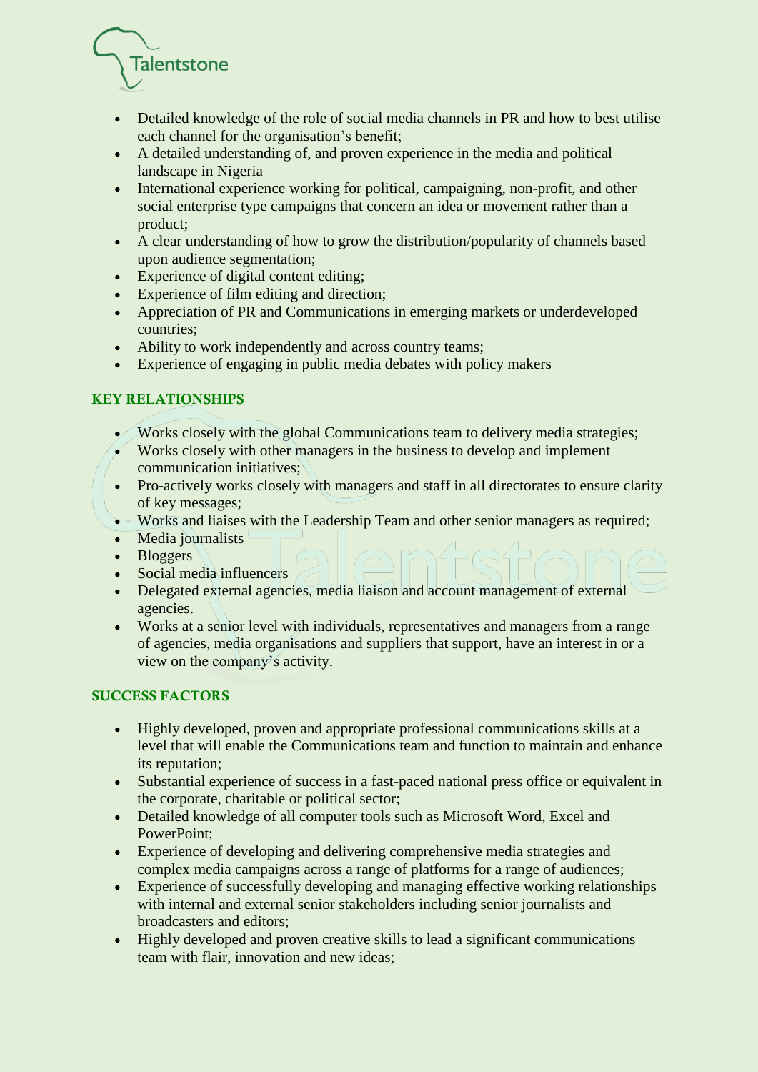- Detailed knowledge of the role of social media channels in PR and how to best utilise each channel for the organisation's benefit;
- A detailed understanding of, and proven experience in the media and political landscape in Nigeria
- International experience working for political, campaigning, non-profit, and other social enterprise type campaigns that concern an idea or movement rather than a product;
- A clear understanding of how to grow the distribution/popularity of channels based upon audience segmentation;
- Experience of digital content editing;
- Experience of film editing and direction;
- Appreciation of PR and Communications in emerging markets or underdeveloped countries;
- Ability to work independently and across country teams;
- Experience of engaging in public media debates with policy makers

## KEY RELATIONSHIPS

- Works closely with the global Communications team to delivery media strategies;
- Works closely with other managers in the business to develop and implement communication initiatives;
- Pro-actively works closely with managers and staff in all directorates to ensure clarity of key messages;
- Works and liaises with the Leadership Team and other senior managers as required;
- Media journalists
- Bloggers
- Social media influencers
- Delegated external agencies, media liaison and account management of external agencies.
- Works at a senior level with individuals, representatives and managers from a range of agencies, media organisations and suppliers that support, have an interest in or a view on the company's activity.

## SUCCESS FACTORS

- Highly developed, proven and appropriate professional communications skills at a level that will enable the Communications team and function to maintain and enhance its reputation;
- Substantial experience of success in a fast-paced national press office or equivalent in the corporate, charitable or political sector;
- Detailed knowledge of all computer tools such as Microsoft Word, Excel and PowerPoint;
- Experience of developing and delivering comprehensive media strategies and complex media campaigns across a range of platforms for a range of audiences;
- Experience of successfully developing and managing effective working relationships with internal and external senior stakeholders including senior journalists and broadcasters and editors;
- Highly developed and proven creative skills to lead a significant communications team with flair, innovation and new ideas;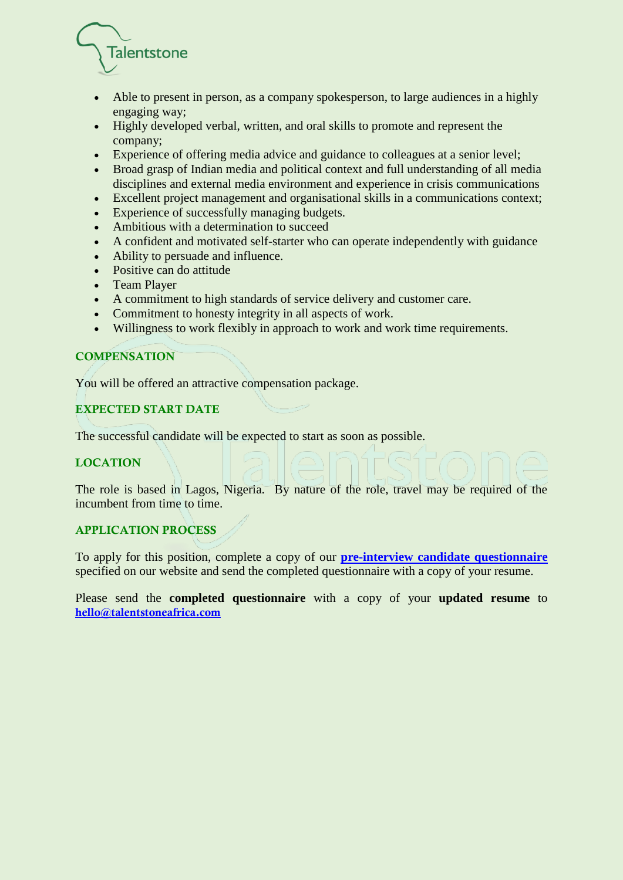- Able to present in person, as a company spokesperson, to large audiences in a highly engaging way;
- Highly developed verbal, written, and oral skills to promote and represent the company;
- Experience of offering media advice and guidance to colleagues at a senior level;
- Broad grasp of Indian media and political context and full understanding of all media disciplines and external media environment and experience in crisis communications
- Excellent project management and organisational skills in a communications context;
- Experience of successfully managing budgets.
- Ambitious with a determination to succeed
- A confident and motivated self-starter who can operate independently with guidance
- Ability to persuade and influence.
- Positive can do attitude
- Team Player
- A commitment to high standards of service delivery and customer care.
- Commitment to honesty integrity in all aspects of work.
- Willingness to work flexibly in approach to work and work time requirements.

## COMPENSATION

You will be offered an attractive compensation package.

## EXPECTED START DATE

The successful candidate will be expected to start as soon as possible.

## LOCATION

The role is based in Lagos, Nigeria. By nature of the role, travel may be required of the incumbent from time to time.

## APPLICATION PROCESS

To apply for this position, complete a copy of our **pre-interview candidate questionnaire** specified on our website and send the completed questionnaire with a copy of your resume.

Please send the **completed questionnaire** with a copy of your **updated resume** to **hello@talentstoneafrica.com**